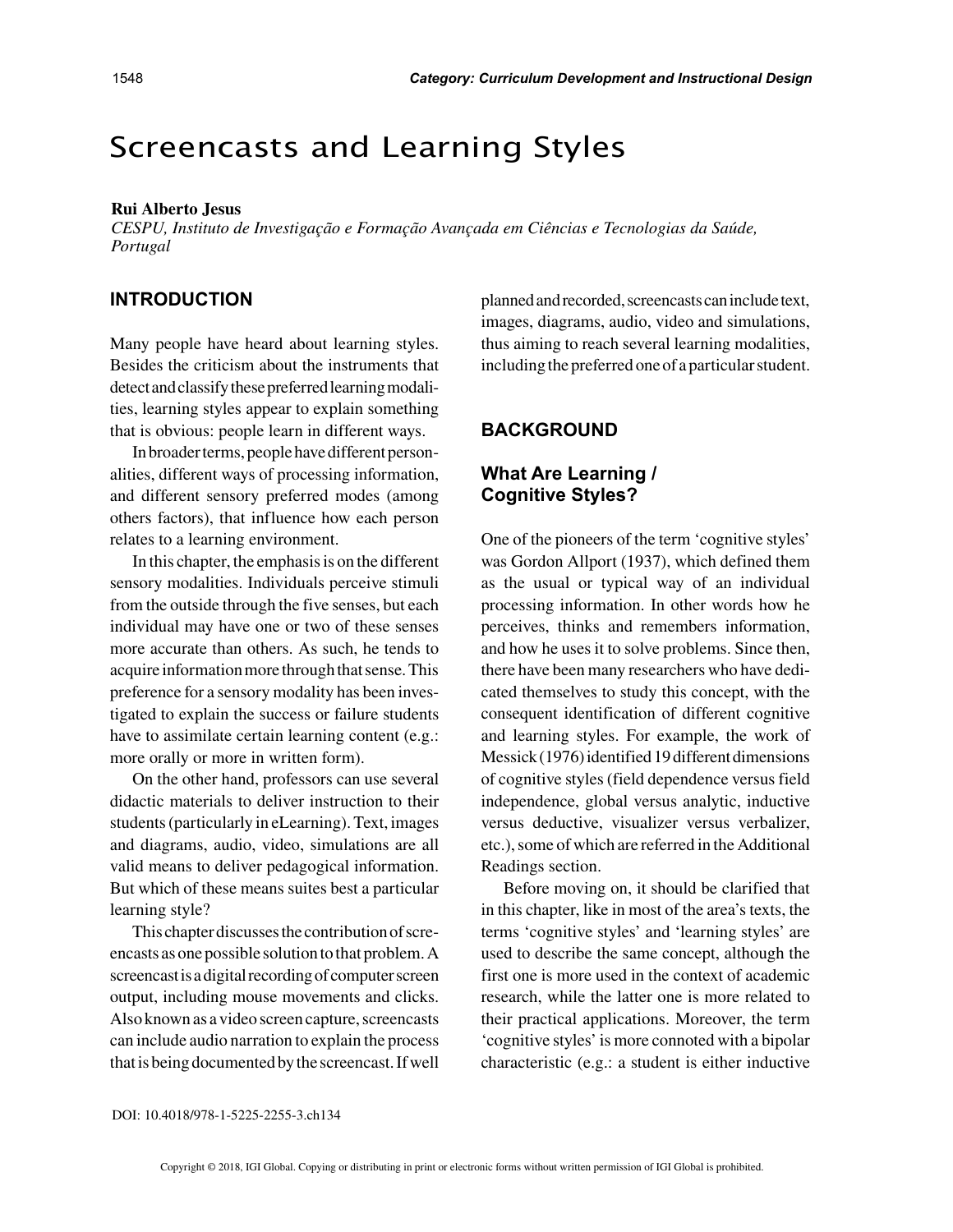# Screencasts and Learning Styles

**Rui Alberto Jesus**
*CESPU, Instituto de Investigação e Formação Avançada em Ciências e Tecnologias da Saúde, Portugal*

## INTRODUCTION

Many people have heard about learning styles. Besides the criticism about the instruments that detect and classify these preferred learning modalities, learning styles appear to explain something that is obvious: people learn in different ways.

In broader terms, people have different personalities, different ways of processing information, and different sensory preferred modes (among others factors), that influence how each person relates to a learning environment.

In this chapter, the emphasis is on the different sensory modalities. Individuals perceive stimuli from the outside through the five senses, but each individual may have one or two of these senses more accurate than others. As such, he tends to acquire information more through that sense. This preference for a sensory modality has been investigated to explain the success or failure students have to assimilate certain learning content (e.g.: more orally or more in written form).

On the other hand, professors can use several didactic materials to deliver instruction to their students (particularly in eLearning). Text, images and diagrams, audio, video, simulations are all valid means to deliver pedagogical information. But which of these means suites best a particular learning style?

This chapter discusses the contribution of screencasts as one possible solution to that problem. A screencast is a digital recording of computer screen output, including mouse movements and clicks. Also known as a video screen capture, screencasts can include audio narration to explain the process that is being documented by the screencast. If well planned and recorded, screencasts can include text, images, diagrams, audio, video and simulations, thus aiming to reach several learning modalities, including the preferred one of a particular student.

## BACKGROUND

### What Are Learning / Cognitive Styles?

One of the pioneers of the term 'cognitive styles' was Gordon Allport (1937), which defined them as the usual or typical way of an individual processing information. In other words how he perceives, thinks and remembers information, and how he uses it to solve problems. Since then, there have been many researchers who have dedicated themselves to study this concept, with the consequent identification of different cognitive and learning styles. For example, the work of Messick (1976) identified 19 different dimensions of cognitive styles (field dependence versus field independence, global versus analytic, inductive versus deductive, visualizer versus verbalizer, etc.), some of which are referred in the Additional Readings section.

Before moving on, it should be clarified that in this chapter, like in most of the area's texts, the terms 'cognitive styles' and 'learning styles' are used to describe the same concept, although the first one is more used in the context of academic research, while the latter one is more related to their practical applications. Moreover, the term 'cognitive styles' is more connoted with a bipolar characteristic (e.g.: a student is either inductive

DOI: 10.4018/978-1-5225-2255-3.ch134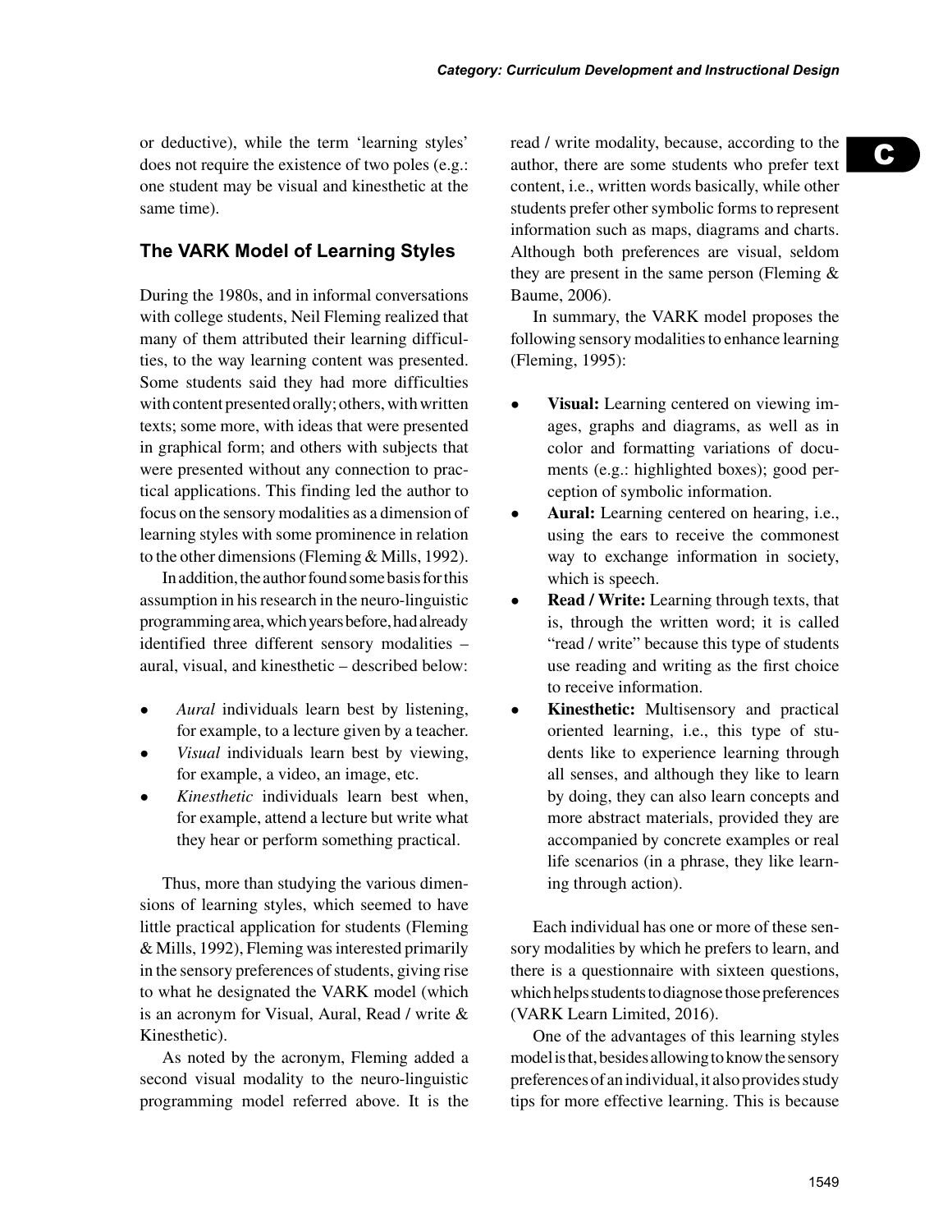or deductive), while the term 'learning styles' does not require the existence of two poles (e.g.: one student may be visual and kinesthetic at the same time).

## The VARK Model of Learning Styles

During the 1980s, and in informal conversations with college students, Neil Fleming realized that many of them attributed their learning difficulties, to the way learning content was presented. Some students said they had more difficulties with content presented orally; others, with written texts; some more, with ideas that were presented in graphical form; and others with subjects that were presented without any connection to practical applications. This finding led the author to focus on the sensory modalities as a dimension of learning styles with some prominence in relation to the other dimensions (Fleming & Mills, 1992).

In addition, the author found some basis for this assumption in his research in the neuro-linguistic programming area, which years before, had already identified three different sensory modalities – aural, visual, and kinesthetic – described below:

- *Aural* individuals learn best by listening, for example, to a lecture given by a teacher.
- *Visual* individuals learn best by viewing, for example, a video, an image, etc.
- *Kinesthetic* individuals learn best when, for example, attend a lecture but write what they hear or perform something practical.

Thus, more than studying the various dimensions of learning styles, which seemed to have little practical application for students (Fleming & Mills, 1992), Fleming was interested primarily in the sensory preferences of students, giving rise to what he designated the VARK model (which is an acronym for Visual, Aural, Read / write & Kinesthetic).

As noted by the acronym, Fleming added a second visual modality to the neuro-linguistic programming model referred above. It is the read / write modality, because, according to the author, there are some students who prefer text content, i.e., written words basically, while other students prefer other symbolic forms to represent information such as maps, diagrams and charts. Although both preferences are visual, seldom they are present in the same person (Fleming & Baume, 2006).

In summary, the VARK model proposes the following sensory modalities to enhance learning (Fleming, 1995):

- **Visual:** Learning centered on viewing images, graphs and diagrams, as well as in color and formatting variations of documents (e.g.: highlighted boxes); good perception of symbolic information.
- **Aural:** Learning centered on hearing, i.e., using the ears to receive the commonest way to exchange information in society, which is speech.
- **Read / Write:** Learning through texts, that is, through the written word; it is called "read / write" because this type of students use reading and writing as the first choice to receive information.
- **Kinesthetic:** Multisensory and practical oriented learning, i.e., this type of students like to experience learning through all senses, and although they like to learn by doing, they can also learn concepts and more abstract materials, provided they are accompanied by concrete examples or real life scenarios (in a phrase, they like learning through action).

Each individual has one or more of these sensory modalities by which he prefers to learn, and there is a questionnaire with sixteen questions, which helps students to diagnose those preferences (VARK Learn Limited, 2016).

One of the advantages of this learning styles model is that, besides allowing to know the sensory preferences of an individual, it also provides study tips for more effective learning. This is because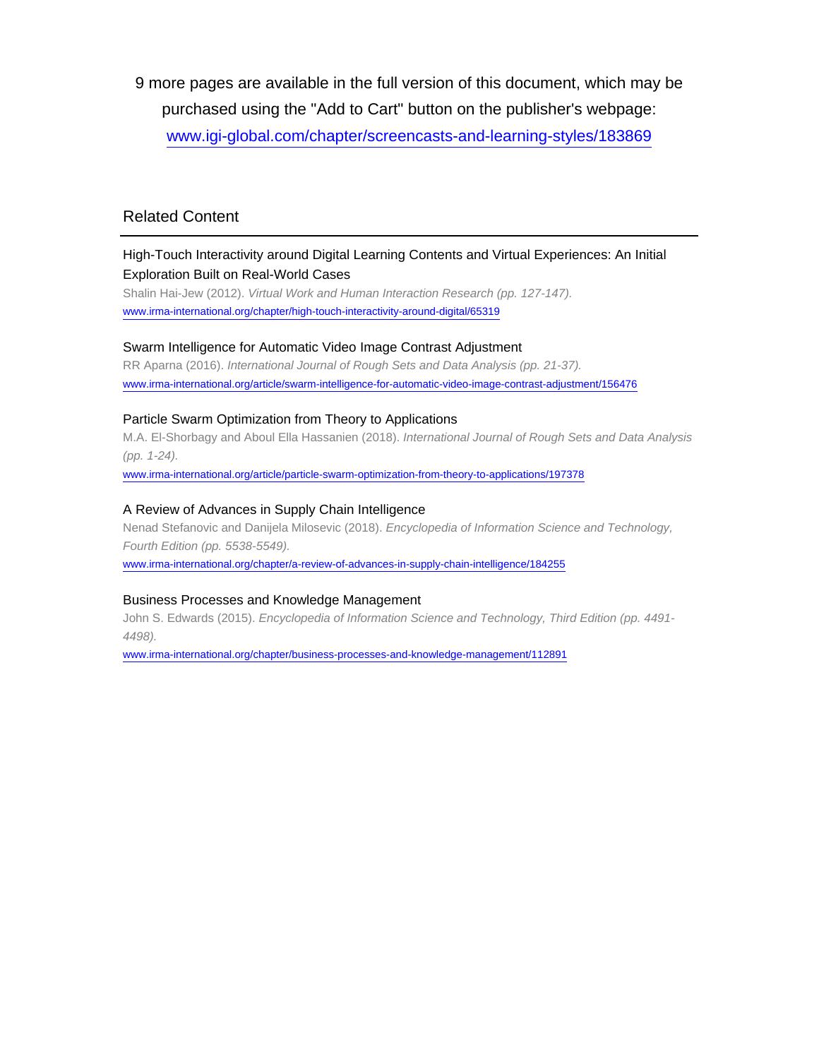9 more pages are available in the full version of this document, which may be purchased using the "Add to Cart" button on the publisher's webpage:
www.igi-global.com/chapter/screencasts-and-learning-styles/183869

## Related Content

High-Touch Interactivity around Digital Learning Contents and Virtual Experiences: An Initial Exploration Built on Real-World Cases
Shalin Hai-Jew (2012). *Virtual Work and Human Interaction Research (pp. 127-147).*
www.irma-international.org/chapter/high-touch-interactivity-around-digital/65319

Swarm Intelligence for Automatic Video Image Contrast Adjustment
RR Aparna (2016). *International Journal of Rough Sets and Data Analysis (pp. 21-37).*
www.irma-international.org/article/swarm-intelligence-for-automatic-video-image-contrast-adjustment/156476

Particle Swarm Optimization from Theory to Applications
M.A. El-Shorbagy and Aboul Ella Hassanien (2018). *International Journal of Rough Sets and Data Analysis (pp. 1-24).*
www.irma-international.org/article/particle-swarm-optimization-from-theory-to-applications/197378

A Review of Advances in Supply Chain Intelligence
Nenad Stefanovic and Danijela Milosevic (2018). *Encyclopedia of Information Science and Technology, Fourth Edition (pp. 5538-5549).*
www.irma-international.org/chapter/a-review-of-advances-in-supply-chain-intelligence/184255

Business Processes and Knowledge Management
John S. Edwards (2015). *Encyclopedia of Information Science and Technology, Third Edition (pp. 4491-4498).*
www.irma-international.org/chapter/business-processes-and-knowledge-management/112891